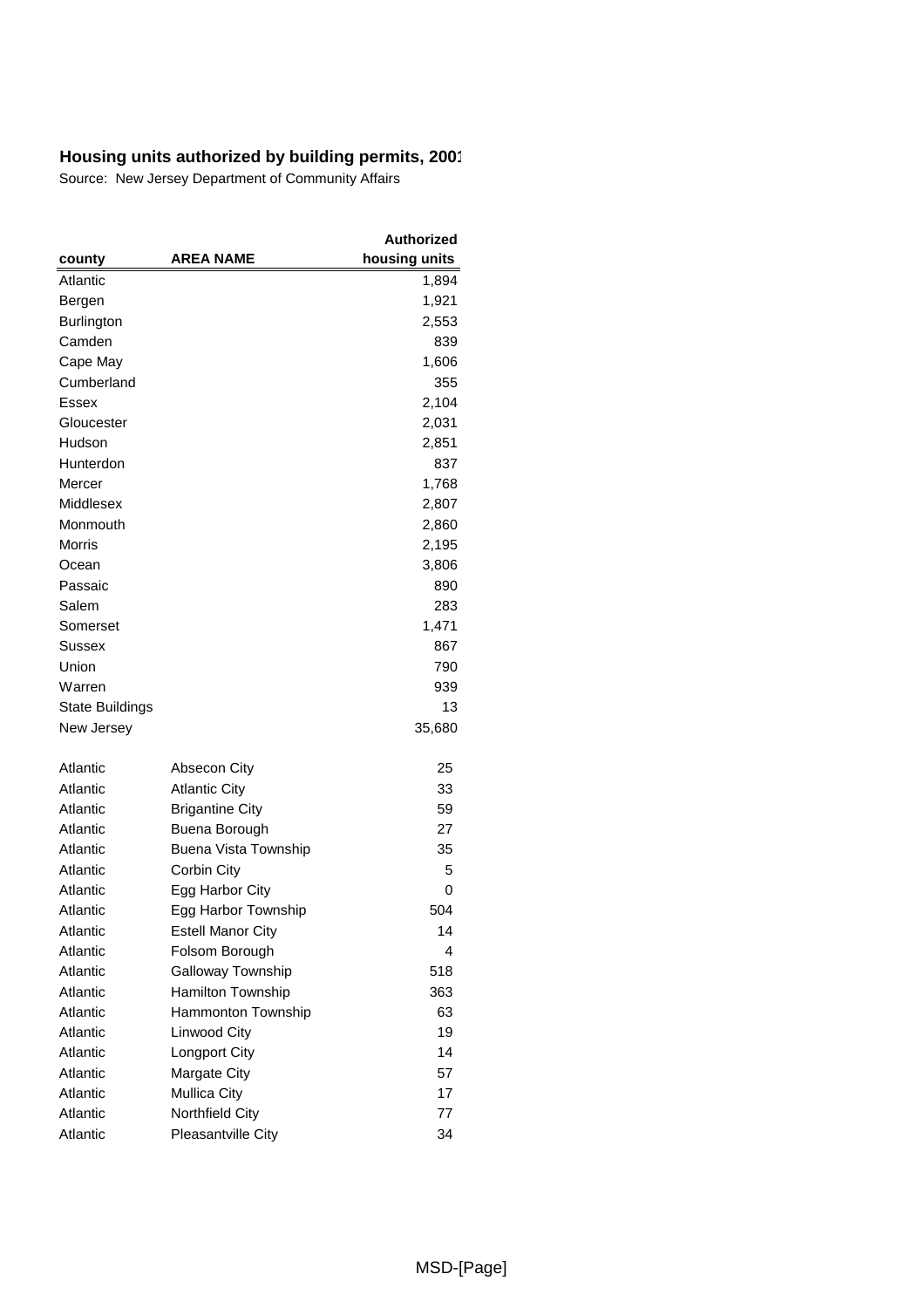**Housing units authorized by building permits, 2001**

Source: New Jersey Department of Community Affairs

| county | AREA NAME | Authorized housing units |
|---|---|---|
| Atlantic | | 1,894 |
| Bergen | | 1,921 |
| Burlington | | 2,553 |
| Camden | | 839 |
| Cape May | | 1,606 |
| Cumberland | | 355 |
| Essex | | 2,104 |
| Gloucester | | 2,031 |
| Hudson | | 2,851 |
| Hunterdon | | 837 |
| Mercer | | 1,768 |
| Middlesex | | 2,807 |
| Monmouth | | 2,860 |
| Morris | | 2,195 |
| Ocean | | 3,806 |
| Passaic | | 890 |
| Salem | | 283 |
| Somerset | | 1,471 |
| Sussex | | 867 |
| Union | | 790 |
| Warren | | 939 |
| State Buildings | | 13 |
| New Jersey | | 35,680 |
| | | |
| Atlantic | Absecon City | 25 |
| Atlantic | Atlantic City | 33 |
| Atlantic | Brigantine City | 59 |
| Atlantic | Buena Borough | 27 |
| Atlantic | Buena Vista Township | 35 |
| Atlantic | Corbin City | 5 |
| Atlantic | Egg Harbor City | 0 |
| Atlantic | Egg Harbor Township | 504 |
| Atlantic | Estell Manor City | 14 |
| Atlantic | Folsom Borough | 4 |
| Atlantic | Galloway Township | 518 |
| Atlantic | Hamilton Township | 363 |
| Atlantic | Hammonton Township | 63 |
| Atlantic | Linwood City | 19 |
| Atlantic | Longport City | 14 |
| Atlantic | Margate City | 57 |
| Atlantic | Mullica City | 17 |
| Atlantic | Northfield City | 77 |
| Atlantic | Pleasantville City | 34 |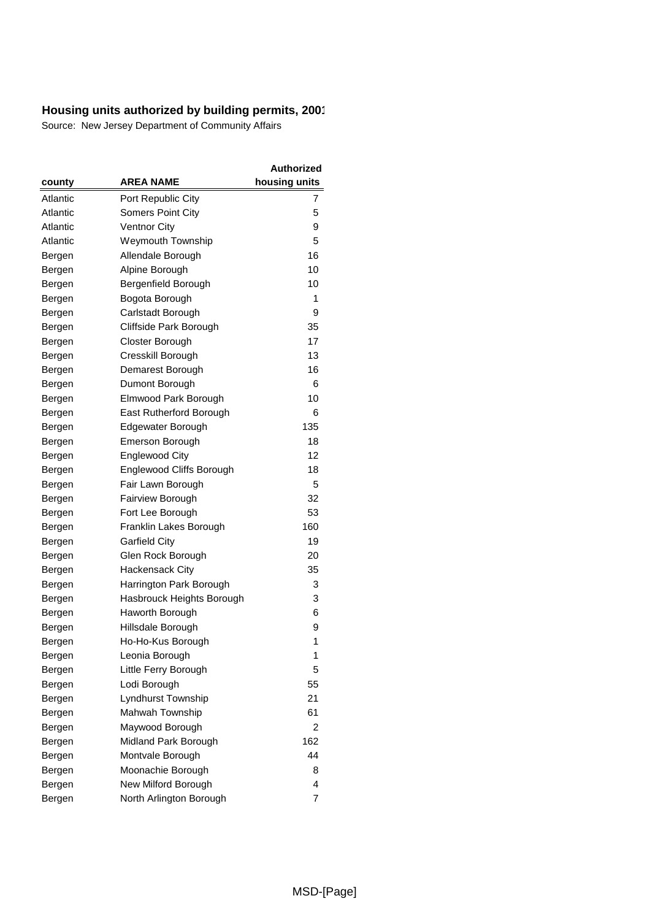**Housing units authorized by building permits, 2001**

Source: New Jersey Department of Community Affairs

| county | AREA NAME | Authorized housing units |
|---|---|---|
| Atlantic | Port Republic City | 7 |
| Atlantic | Somers Point City | 5 |
| Atlantic | Ventnor City | 9 |
| Atlantic | Weymouth Township | 5 |
| Bergen | Allendale Borough | 16 |
| Bergen | Alpine Borough | 10 |
| Bergen | Bergenfield Borough | 10 |
| Bergen | Bogota Borough | 1 |
| Bergen | Carlstadt Borough | 9 |
| Bergen | Cliffside Park Borough | 35 |
| Bergen | Closter Borough | 17 |
| Bergen | Cresskill Borough | 13 |
| Bergen | Demarest Borough | 16 |
| Bergen | Dumont Borough | 6 |
| Bergen | Elmwood Park Borough | 10 |
| Bergen | East Rutherford Borough | 6 |
| Bergen | Edgewater Borough | 135 |
| Bergen | Emerson Borough | 18 |
| Bergen | Englewood City | 12 |
| Bergen | Englewood Cliffs Borough | 18 |
| Bergen | Fair Lawn Borough | 5 |
| Bergen | Fairview Borough | 32 |
| Bergen | Fort Lee Borough | 53 |
| Bergen | Franklin Lakes Borough | 160 |
| Bergen | Garfield City | 19 |
| Bergen | Glen Rock Borough | 20 |
| Bergen | Hackensack City | 35 |
| Bergen | Harrington Park Borough | 3 |
| Bergen | Hasbrouck Heights Borough | 3 |
| Bergen | Haworth Borough | 6 |
| Bergen | Hillsdale Borough | 9 |
| Bergen | Ho-Ho-Kus Borough | 1 |
| Bergen | Leonia Borough | 1 |
| Bergen | Little Ferry Borough | 5 |
| Bergen | Lodi Borough | 55 |
| Bergen | Lyndhurst Township | 21 |
| Bergen | Mahwah Township | 61 |
| Bergen | Maywood Borough | 2 |
| Bergen | Midland Park Borough | 162 |
| Bergen | Montvale Borough | 44 |
| Bergen | Moonachie Borough | 8 |
| Bergen | New Milford Borough | 4 |
| Bergen | North Arlington Borough | 7 |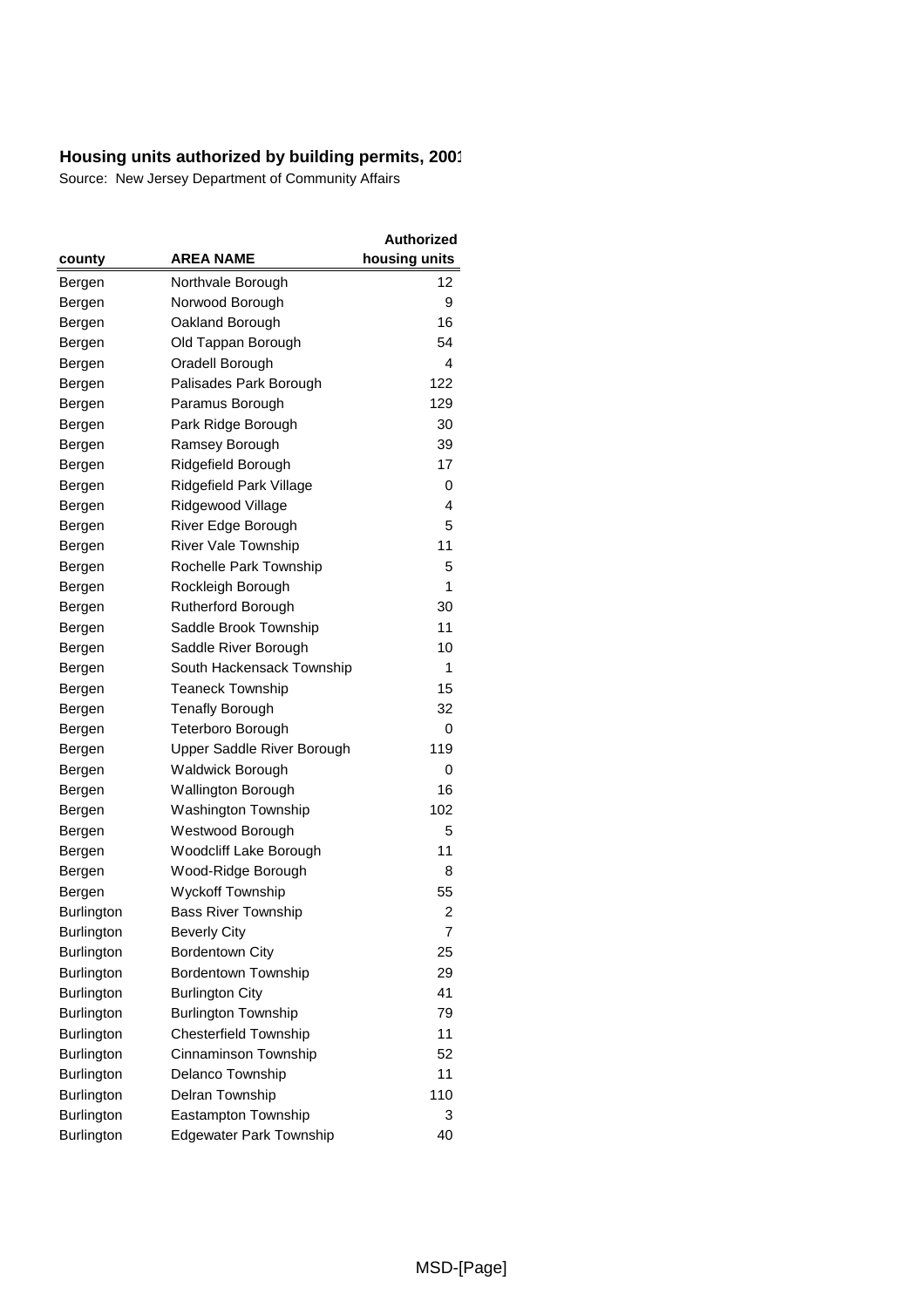## Housing units authorized by building permits, 2001

Source: New Jersey Department of Community Affairs

| county | AREA NAME | Authorized housing units |
|---|---|---|
| Bergen | Northvale Borough | 12 |
| Bergen | Norwood Borough | 9 |
| Bergen | Oakland Borough | 16 |
| Bergen | Old Tappan Borough | 54 |
| Bergen | Oradell Borough | 4 |
| Bergen | Palisades Park Borough | 122 |
| Bergen | Paramus Borough | 129 |
| Bergen | Park Ridge Borough | 30 |
| Bergen | Ramsey Borough | 39 |
| Bergen | Ridgefield Borough | 17 |
| Bergen | Ridgefield Park Village | 0 |
| Bergen | Ridgewood Village | 4 |
| Bergen | River Edge Borough | 5 |
| Bergen | River Vale Township | 11 |
| Bergen | Rochelle Park Township | 5 |
| Bergen | Rockleigh Borough | 1 |
| Bergen | Rutherford Borough | 30 |
| Bergen | Saddle Brook Township | 11 |
| Bergen | Saddle River Borough | 10 |
| Bergen | South Hackensack Township | 1 |
| Bergen | Teaneck Township | 15 |
| Bergen | Tenafly Borough | 32 |
| Bergen | Teterboro Borough | 0 |
| Bergen | Upper Saddle River Borough | 119 |
| Bergen | Waldwick Borough | 0 |
| Bergen | Wallington Borough | 16 |
| Bergen | Washington Township | 102 |
| Bergen | Westwood Borough | 5 |
| Bergen | Woodcliff Lake Borough | 11 |
| Bergen | Wood-Ridge Borough | 8 |
| Bergen | Wyckoff Township | 55 |
| Burlington | Bass River Township | 2 |
| Burlington | Beverly City | 7 |
| Burlington | Bordentown City | 25 |
| Burlington | Bordentown Township | 29 |
| Burlington | Burlington City | 41 |
| Burlington | Burlington Township | 79 |
| Burlington | Chesterfield Township | 11 |
| Burlington | Cinnaminson Township | 52 |
| Burlington | Delanco Township | 11 |
| Burlington | Delran Township | 110 |
| Burlington | Eastampton Township | 3 |
| Burlington | Edgewater Park Township | 40 |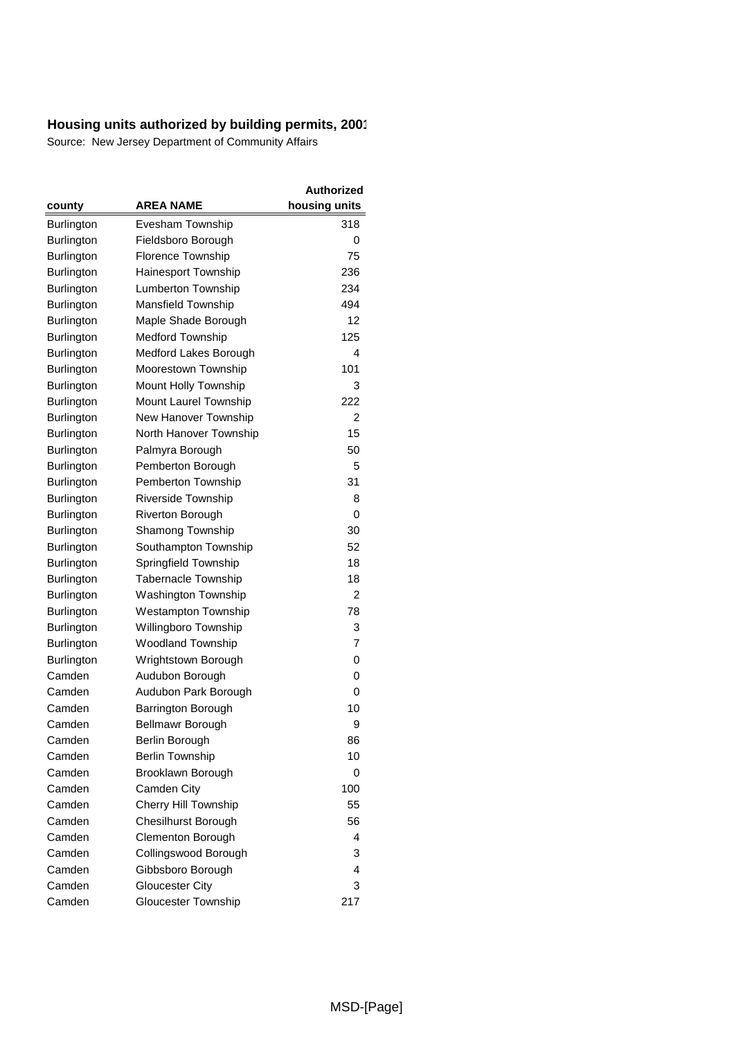**Housing units authorized by building permits, 2001**

Source: New Jersey Department of Community Affairs

| county | AREA NAME | Authorized housing units |
|---|---|---|
| Burlington | Evesham Township | 318 |
| Burlington | Fieldsboro Borough | 0 |
| Burlington | Florence Township | 75 |
| Burlington | Hainesport Township | 236 |
| Burlington | Lumberton Township | 234 |
| Burlington | Mansfield Township | 494 |
| Burlington | Maple Shade Borough | 12 |
| Burlington | Medford Township | 125 |
| Burlington | Medford Lakes Borough | 4 |
| Burlington | Moorestown Township | 101 |
| Burlington | Mount Holly Township | 3 |
| Burlington | Mount Laurel Township | 222 |
| Burlington | New Hanover Township | 2 |
| Burlington | North Hanover Township | 15 |
| Burlington | Palmyra Borough | 50 |
| Burlington | Pemberton Borough | 5 |
| Burlington | Pemberton Township | 31 |
| Burlington | Riverside Township | 8 |
| Burlington | Riverton Borough | 0 |
| Burlington | Shamong Township | 30 |
| Burlington | Southampton Township | 52 |
| Burlington | Springfield Township | 18 |
| Burlington | Tabernacle Township | 18 |
| Burlington | Washington Township | 2 |
| Burlington | Westampton Township | 78 |
| Burlington | Willingboro Township | 3 |
| Burlington | Woodland Township | 7 |
| Burlington | Wrightstown Borough | 0 |
| Camden | Audubon Borough | 0 |
| Camden | Audubon Park Borough | 0 |
| Camden | Barrington Borough | 10 |
| Camden | Bellmawr Borough | 9 |
| Camden | Berlin Borough | 86 |
| Camden | Berlin Township | 10 |
| Camden | Brooklawn Borough | 0 |
| Camden | Camden City | 100 |
| Camden | Cherry Hill Township | 55 |
| Camden | Chesilhurst Borough | 56 |
| Camden | Clementon Borough | 4 |
| Camden | Collingswood Borough | 3 |
| Camden | Gibbsboro Borough | 4 |
| Camden | Gloucester City | 3 |
| Camden | Gloucester Township | 217 |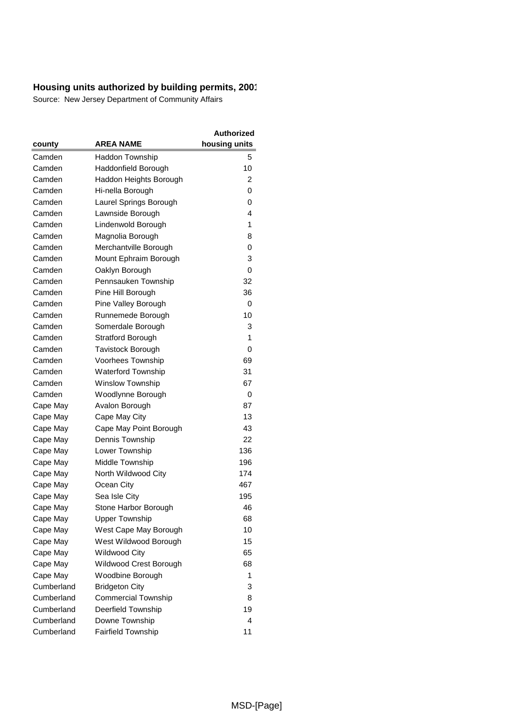**Housing units authorized by building permits, 2001**

Source: New Jersey Department of Community Affairs

| county | AREA NAME | Authorized housing units |
|---|---|---|
| Camden | Haddon Township | 5 |
| Camden | Haddonfield Borough | 10 |
| Camden | Haddon Heights Borough | 2 |
| Camden | Hi-nella Borough | 0 |
| Camden | Laurel Springs Borough | 0 |
| Camden | Lawnside Borough | 4 |
| Camden | Lindenwold Borough | 1 |
| Camden | Magnolia Borough | 8 |
| Camden | Merchantville Borough | 0 |
| Camden | Mount Ephraim Borough | 3 |
| Camden | Oaklyn Borough | 0 |
| Camden | Pennsauken Township | 32 |
| Camden | Pine Hill Borough | 36 |
| Camden | Pine Valley Borough | 0 |
| Camden | Runnemede Borough | 10 |
| Camden | Somerdale Borough | 3 |
| Camden | Stratford Borough | 1 |
| Camden | Tavistock Borough | 0 |
| Camden | Voorhees Township | 69 |
| Camden | Waterford Township | 31 |
| Camden | Winslow Township | 67 |
| Camden | Woodlynne Borough | 0 |
| Cape May | Avalon Borough | 87 |
| Cape May | Cape May City | 13 |
| Cape May | Cape May Point Borough | 43 |
| Cape May | Dennis Township | 22 |
| Cape May | Lower Township | 136 |
| Cape May | Middle Township | 196 |
| Cape May | North Wildwood City | 174 |
| Cape May | Ocean City | 467 |
| Cape May | Sea Isle City | 195 |
| Cape May | Stone Harbor Borough | 46 |
| Cape May | Upper Township | 68 |
| Cape May | West Cape May Borough | 10 |
| Cape May | West Wildwood Borough | 15 |
| Cape May | Wildwood City | 65 |
| Cape May | Wildwood Crest Borough | 68 |
| Cape May | Woodbine Borough | 1 |
| Cumberland | Bridgeton City | 3 |
| Cumberland | Commercial Township | 8 |
| Cumberland | Deerfield Township | 19 |
| Cumberland | Downe Township | 4 |
| Cumberland | Fairfield Township | 11 |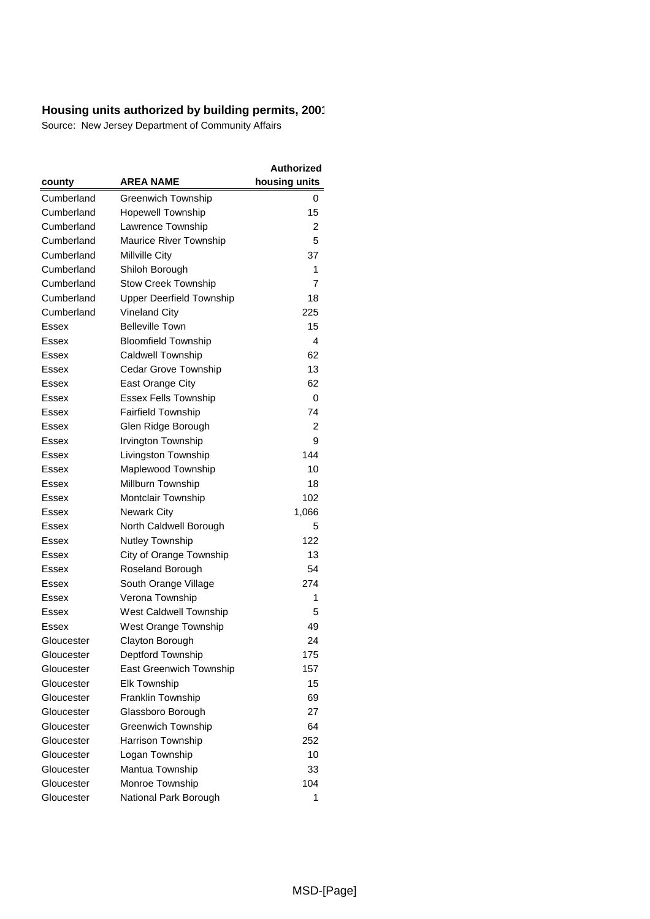**Housing units authorized by building permits, 2001**

Source: New Jersey Department of Community Affairs

| county | AREA NAME | Authorized housing units |
|---|---|---|
| Cumberland | Greenwich Township | 0 |
| Cumberland | Hopewell Township | 15 |
| Cumberland | Lawrence Township | 2 |
| Cumberland | Maurice River Township | 5 |
| Cumberland | Millville City | 37 |
| Cumberland | Shiloh Borough | 1 |
| Cumberland | Stow Creek Township | 7 |
| Cumberland | Upper Deerfield Township | 18 |
| Cumberland | Vineland City | 225 |
| Essex | Belleville Town | 15 |
| Essex | Bloomfield Township | 4 |
| Essex | Caldwell Township | 62 |
| Essex | Cedar Grove Township | 13 |
| Essex | East Orange City | 62 |
| Essex | Essex Fells Township | 0 |
| Essex | Fairfield Township | 74 |
| Essex | Glen Ridge Borough | 2 |
| Essex | Irvington Township | 9 |
| Essex | Livingston Township | 144 |
| Essex | Maplewood Township | 10 |
| Essex | Millburn Township | 18 |
| Essex | Montclair Township | 102 |
| Essex | Newark City | 1,066 |
| Essex | North Caldwell Borough | 5 |
| Essex | Nutley Township | 122 |
| Essex | City of Orange Township | 13 |
| Essex | Roseland Borough | 54 |
| Essex | South Orange Village | 274 |
| Essex | Verona Township | 1 |
| Essex | West Caldwell Township | 5 |
| Essex | West Orange Township | 49 |
| Gloucester | Clayton Borough | 24 |
| Gloucester | Deptford Township | 175 |
| Gloucester | East Greenwich Township | 157 |
| Gloucester | Elk Township | 15 |
| Gloucester | Franklin Township | 69 |
| Gloucester | Glassboro Borough | 27 |
| Gloucester | Greenwich Township | 64 |
| Gloucester | Harrison Township | 252 |
| Gloucester | Logan Township | 10 |
| Gloucester | Mantua Township | 33 |
| Gloucester | Monroe Township | 104 |
| Gloucester | National Park Borough | 1 |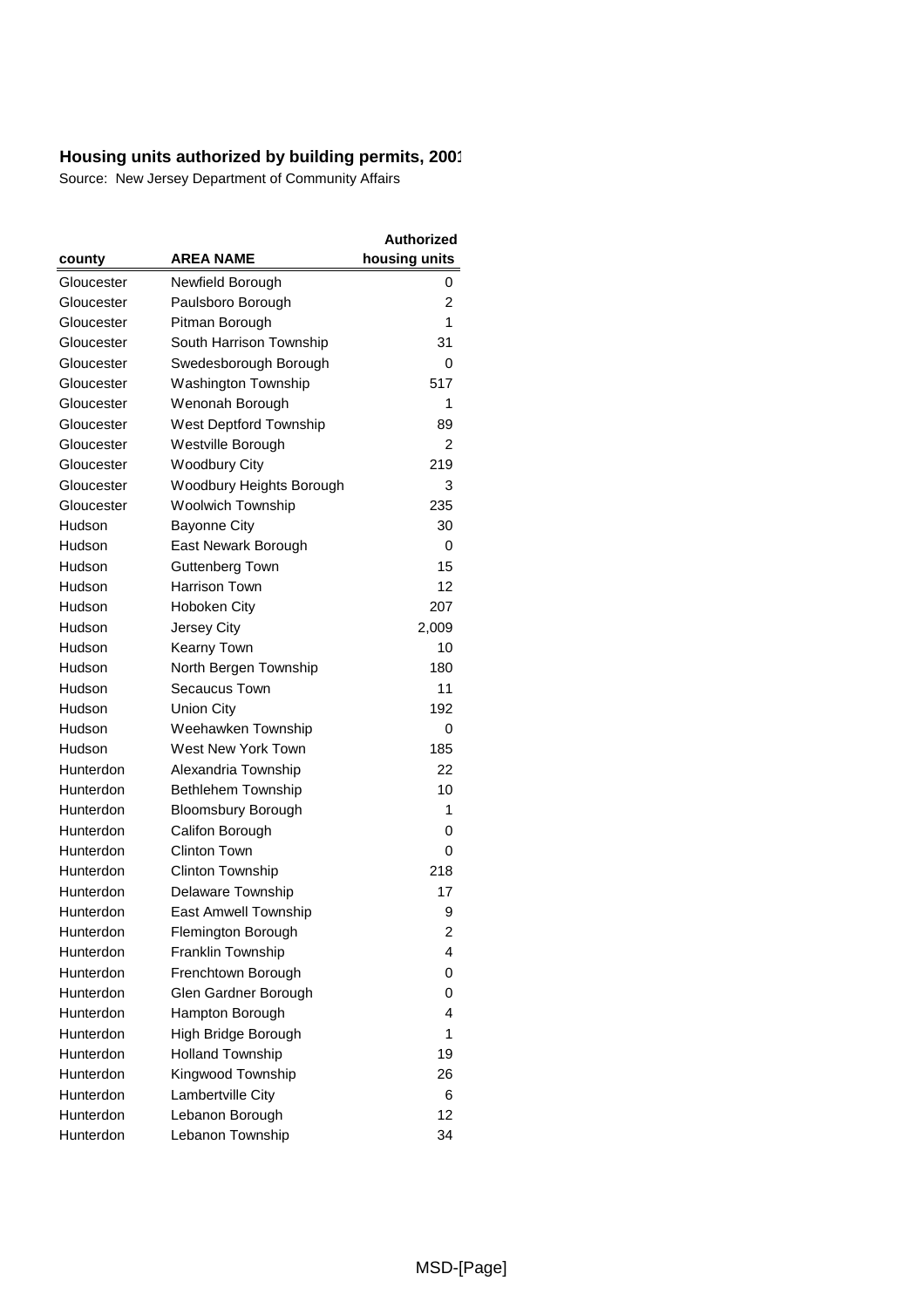**Housing units authorized by building permits, 2001**

Source: New Jersey Department of Community Affairs

| county | AREA NAME | Authorized housing units |
|---|---|---|
| Gloucester | Newfield Borough | 0 |
| Gloucester | Paulsboro Borough | 2 |
| Gloucester | Pitman Borough | 1 |
| Gloucester | South Harrison Township | 31 |
| Gloucester | Swedesborough Borough | 0 |
| Gloucester | Washington Township | 517 |
| Gloucester | Wenonah Borough | 1 |
| Gloucester | West Deptford Township | 89 |
| Gloucester | Westville Borough | 2 |
| Gloucester | Woodbury City | 219 |
| Gloucester | Woodbury Heights Borough | 3 |
| Gloucester | Woolwich Township | 235 |
| Hudson | Bayonne City | 30 |
| Hudson | East Newark Borough | 0 |
| Hudson | Guttenberg Town | 15 |
| Hudson | Harrison Town | 12 |
| Hudson | Hoboken City | 207 |
| Hudson | Jersey City | 2,009 |
| Hudson | Kearny Town | 10 |
| Hudson | North Bergen Township | 180 |
| Hudson | Secaucus Town | 11 |
| Hudson | Union City | 192 |
| Hudson | Weehawken Township | 0 |
| Hudson | West New York Town | 185 |
| Hunterdon | Alexandria Township | 22 |
| Hunterdon | Bethlehem Township | 10 |
| Hunterdon | Bloomsbury Borough | 1 |
| Hunterdon | Califon Borough | 0 |
| Hunterdon | Clinton Town | 0 |
| Hunterdon | Clinton Township | 218 |
| Hunterdon | Delaware Township | 17 |
| Hunterdon | East Amwell Township | 9 |
| Hunterdon | Flemington Borough | 2 |
| Hunterdon | Franklin Township | 4 |
| Hunterdon | Frenchtown Borough | 0 |
| Hunterdon | Glen Gardner Borough | 0 |
| Hunterdon | Hampton Borough | 4 |
| Hunterdon | High Bridge Borough | 1 |
| Hunterdon | Holland Township | 19 |
| Hunterdon | Kingwood Township | 26 |
| Hunterdon | Lambertville City | 6 |
| Hunterdon | Lebanon Borough | 12 |
| Hunterdon | Lebanon Township | 34 |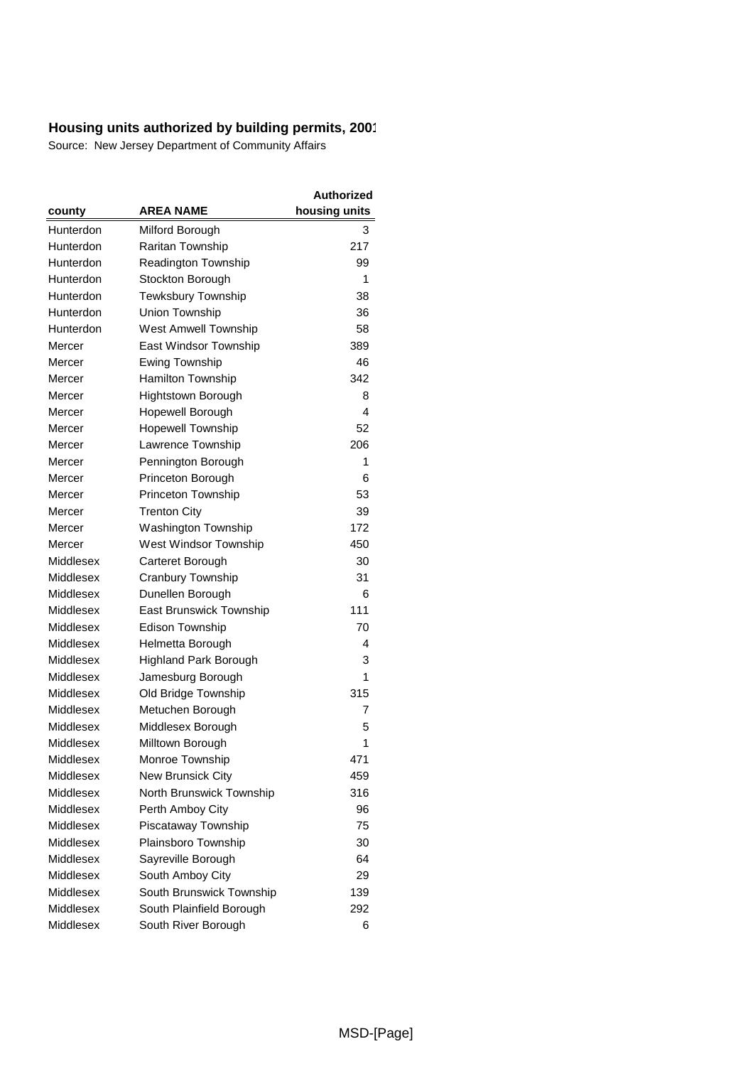**Housing units authorized by building permits, 2001**

Source: New Jersey Department of Community Affairs

| county | AREA NAME | Authorized housing units |
|---|---|---|
| Hunterdon | Milford Borough | 3 |
| Hunterdon | Raritan Township | 217 |
| Hunterdon | Readington Township | 99 |
| Hunterdon | Stockton Borough | 1 |
| Hunterdon | Tewksbury Township | 38 |
| Hunterdon | Union Township | 36 |
| Hunterdon | West Amwell Township | 58 |
| Mercer | East Windsor Township | 389 |
| Mercer | Ewing Township | 46 |
| Mercer | Hamilton Township | 342 |
| Mercer | Hightstown Borough | 8 |
| Mercer | Hopewell Borough | 4 |
| Mercer | Hopewell Township | 52 |
| Mercer | Lawrence Township | 206 |
| Mercer | Pennington Borough | 1 |
| Mercer | Princeton Borough | 6 |
| Mercer | Princeton Township | 53 |
| Mercer | Trenton City | 39 |
| Mercer | Washington Township | 172 |
| Mercer | West Windsor Township | 450 |
| Middlesex | Carteret Borough | 30 |
| Middlesex | Cranbury Township | 31 |
| Middlesex | Dunellen Borough | 6 |
| Middlesex | East Brunswick Township | 111 |
| Middlesex | Edison Township | 70 |
| Middlesex | Helmetta Borough | 4 |
| Middlesex | Highland Park Borough | 3 |
| Middlesex | Jamesburg Borough | 1 |
| Middlesex | Old Bridge Township | 315 |
| Middlesex | Metuchen Borough | 7 |
| Middlesex | Middlesex Borough | 5 |
| Middlesex | Milltown Borough | 1 |
| Middlesex | Monroe Township | 471 |
| Middlesex | New Brunsick City | 459 |
| Middlesex | North Brunswick Township | 316 |
| Middlesex | Perth Amboy City | 96 |
| Middlesex | Piscataway Township | 75 |
| Middlesex | Plainsboro Township | 30 |
| Middlesex | Sayreville Borough | 64 |
| Middlesex | South Amboy City | 29 |
| Middlesex | South Brunswick Township | 139 |
| Middlesex | South Plainfield Borough | 292 |
| Middlesex | South River Borough | 6 |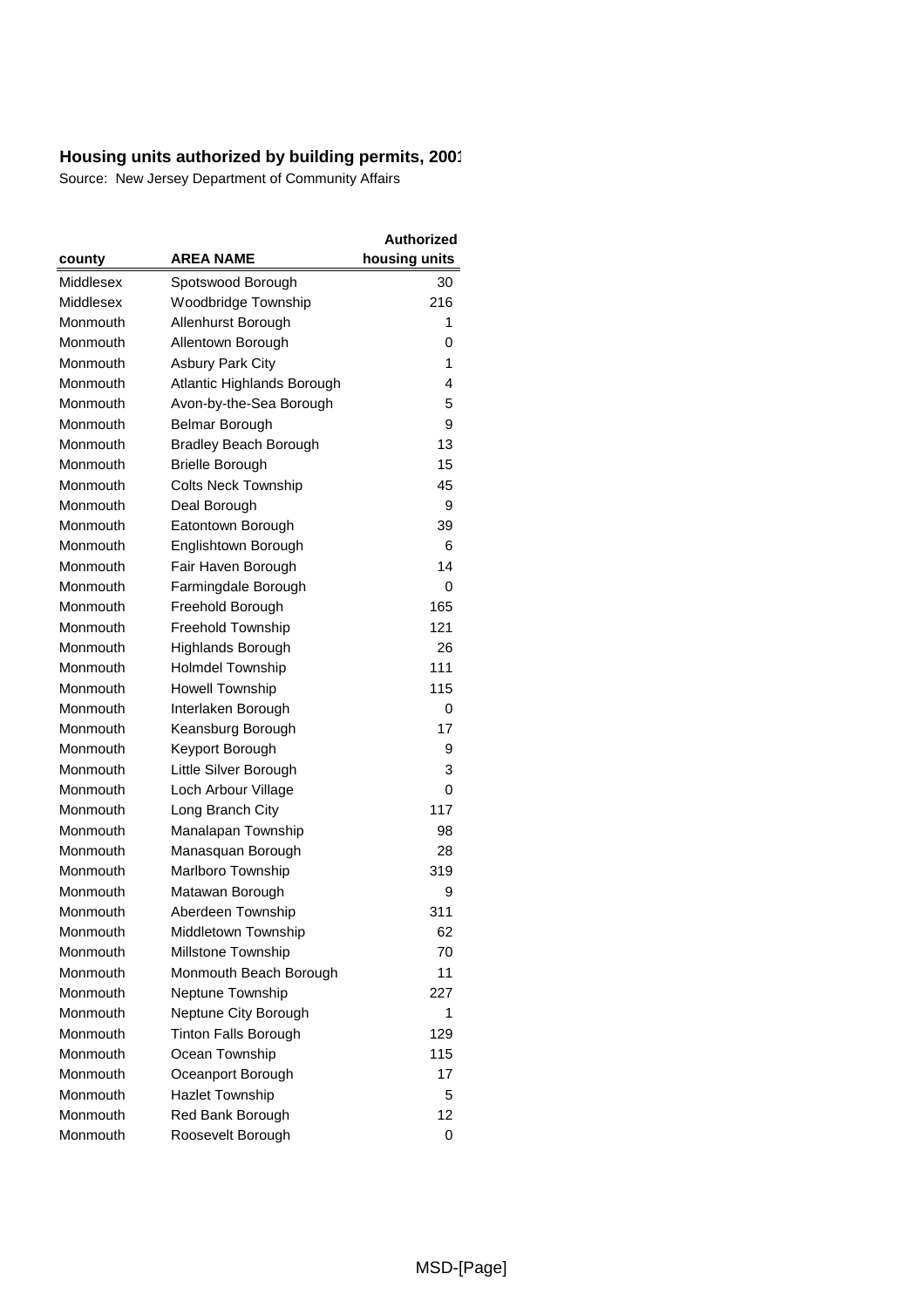**Housing units authorized by building permits, 2001**

Source: New Jersey Department of Community Affairs

| county | AREA NAME | Authorized housing units |
|---|---|---|
| Middlesex | Spotswood Borough | 30 |
| Middlesex | Woodbridge Township | 216 |
| Monmouth | Allenhurst Borough | 1 |
| Monmouth | Allentown Borough | 0 |
| Monmouth | Asbury Park City | 1 |
| Monmouth | Atlantic Highlands Borough | 4 |
| Monmouth | Avon-by-the-Sea Borough | 5 |
| Monmouth | Belmar Borough | 9 |
| Monmouth | Bradley Beach Borough | 13 |
| Monmouth | Brielle Borough | 15 |
| Monmouth | Colts Neck Township | 45 |
| Monmouth | Deal Borough | 9 |
| Monmouth | Eatontown Borough | 39 |
| Monmouth | Englishtown Borough | 6 |
| Monmouth | Fair Haven Borough | 14 |
| Monmouth | Farmingdale Borough | 0 |
| Monmouth | Freehold Borough | 165 |
| Monmouth | Freehold Township | 121 |
| Monmouth | Highlands Borough | 26 |
| Monmouth | Holmdel Township | 111 |
| Monmouth | Howell Township | 115 |
| Monmouth | Interlaken Borough | 0 |
| Monmouth | Keansburg Borough | 17 |
| Monmouth | Keyport Borough | 9 |
| Monmouth | Little Silver Borough | 3 |
| Monmouth | Loch Arbour Village | 0 |
| Monmouth | Long Branch City | 117 |
| Monmouth | Manalapan Township | 98 |
| Monmouth | Manasquan Borough | 28 |
| Monmouth | Marlboro Township | 319 |
| Monmouth | Matawan Borough | 9 |
| Monmouth | Aberdeen Township | 311 |
| Monmouth | Middletown Township | 62 |
| Monmouth | Millstone Township | 70 |
| Monmouth | Monmouth Beach Borough | 11 |
| Monmouth | Neptune Township | 227 |
| Monmouth | Neptune City Borough | 1 |
| Monmouth | Tinton Falls Borough | 129 |
| Monmouth | Ocean Township | 115 |
| Monmouth | Oceanport Borough | 17 |
| Monmouth | Hazlet Township | 5 |
| Monmouth | Red Bank Borough | 12 |
| Monmouth | Roosevelt Borough | 0 |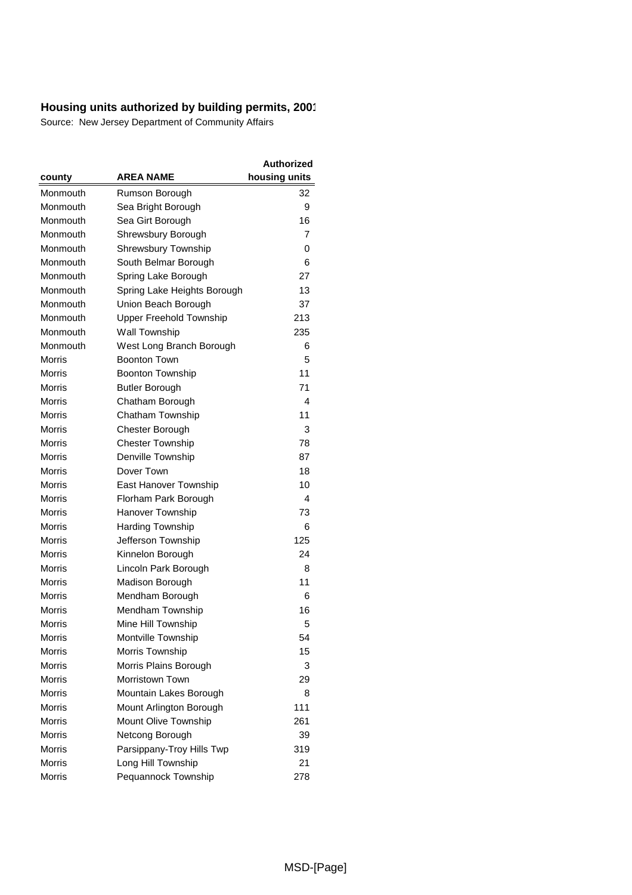## Housing units authorized by building permits, 2001

Source: New Jersey Department of Community Affairs

| county | AREA NAME | Authorized housing units |
|---|---|---|
| Monmouth | Rumson Borough | 32 |
| Monmouth | Sea Bright Borough | 9 |
| Monmouth | Sea Girt Borough | 16 |
| Monmouth | Shrewsbury Borough | 7 |
| Monmouth | Shrewsbury Township | 0 |
| Monmouth | South Belmar Borough | 6 |
| Monmouth | Spring Lake Borough | 27 |
| Monmouth | Spring Lake Heights Borough | 13 |
| Monmouth | Union Beach Borough | 37 |
| Monmouth | Upper Freehold Township | 213 |
| Monmouth | Wall Township | 235 |
| Monmouth | West Long Branch Borough | 6 |
| Morris | Boonton Town | 5 |
| Morris | Boonton Township | 11 |
| Morris | Butler Borough | 71 |
| Morris | Chatham Borough | 4 |
| Morris | Chatham Township | 11 |
| Morris | Chester Borough | 3 |
| Morris | Chester Township | 78 |
| Morris | Denville Township | 87 |
| Morris | Dover Town | 18 |
| Morris | East Hanover Township | 10 |
| Morris | Florham Park Borough | 4 |
| Morris | Hanover Township | 73 |
| Morris | Harding Township | 6 |
| Morris | Jefferson Township | 125 |
| Morris | Kinnelon Borough | 24 |
| Morris | Lincoln Park Borough | 8 |
| Morris | Madison Borough | 11 |
| Morris | Mendham Borough | 6 |
| Morris | Mendham Township | 16 |
| Morris | Mine Hill Township | 5 |
| Morris | Montville Township | 54 |
| Morris | Morris Township | 15 |
| Morris | Morris Plains Borough | 3 |
| Morris | Morristown Town | 29 |
| Morris | Mountain Lakes Borough | 8 |
| Morris | Mount Arlington Borough | 111 |
| Morris | Mount Olive Township | 261 |
| Morris | Netcong Borough | 39 |
| Morris | Parsippany-Troy Hills Twp | 319 |
| Morris | Long Hill Township | 21 |
| Morris | Pequannock Township | 278 |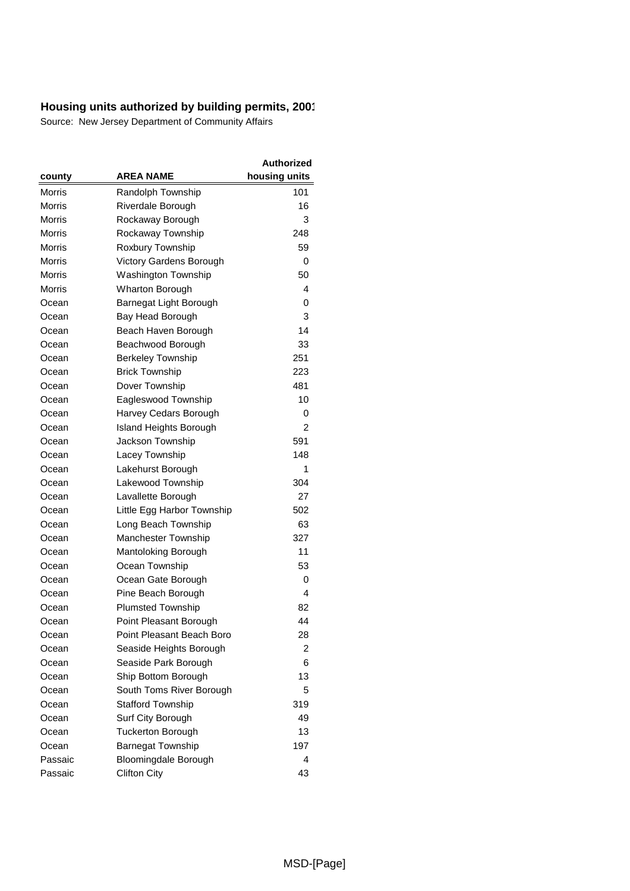**Housing units authorized by building permits, 2001**

Source: New Jersey Department of Community Affairs

| county | AREA NAME | Authorized housing units |
|---|---|---|
| Morris | Randolph Township | 101 |
| Morris | Riverdale Borough | 16 |
| Morris | Rockaway Borough | 3 |
| Morris | Rockaway Township | 248 |
| Morris | Roxbury Township | 59 |
| Morris | Victory Gardens Borough | 0 |
| Morris | Washington Township | 50 |
| Morris | Wharton Borough | 4 |
| Ocean | Barnegat Light Borough | 0 |
| Ocean | Bay Head Borough | 3 |
| Ocean | Beach Haven Borough | 14 |
| Ocean | Beachwood Borough | 33 |
| Ocean | Berkeley Township | 251 |
| Ocean | Brick Township | 223 |
| Ocean | Dover Township | 481 |
| Ocean | Eagleswood Township | 10 |
| Ocean | Harvey Cedars Borough | 0 |
| Ocean | Island Heights Borough | 2 |
| Ocean | Jackson Township | 591 |
| Ocean | Lacey Township | 148 |
| Ocean | Lakehurst Borough | 1 |
| Ocean | Lakewood Township | 304 |
| Ocean | Lavallette Borough | 27 |
| Ocean | Little Egg Harbor Township | 502 |
| Ocean | Long Beach Township | 63 |
| Ocean | Manchester Township | 327 |
| Ocean | Mantoloking Borough | 11 |
| Ocean | Ocean Township | 53 |
| Ocean | Ocean Gate Borough | 0 |
| Ocean | Pine Beach Borough | 4 |
| Ocean | Plumsted Township | 82 |
| Ocean | Point Pleasant Borough | 44 |
| Ocean | Point Pleasant Beach Boro | 28 |
| Ocean | Seaside Heights Borough | 2 |
| Ocean | Seaside Park Borough | 6 |
| Ocean | Ship Bottom Borough | 13 |
| Ocean | South Toms River Borough | 5 |
| Ocean | Stafford Township | 319 |
| Ocean | Surf City Borough | 49 |
| Ocean | Tuckerton Borough | 13 |
| Ocean | Barnegat Township | 197 |
| Passaic | Bloomingdale Borough | 4 |
| Passaic | Clifton City | 43 |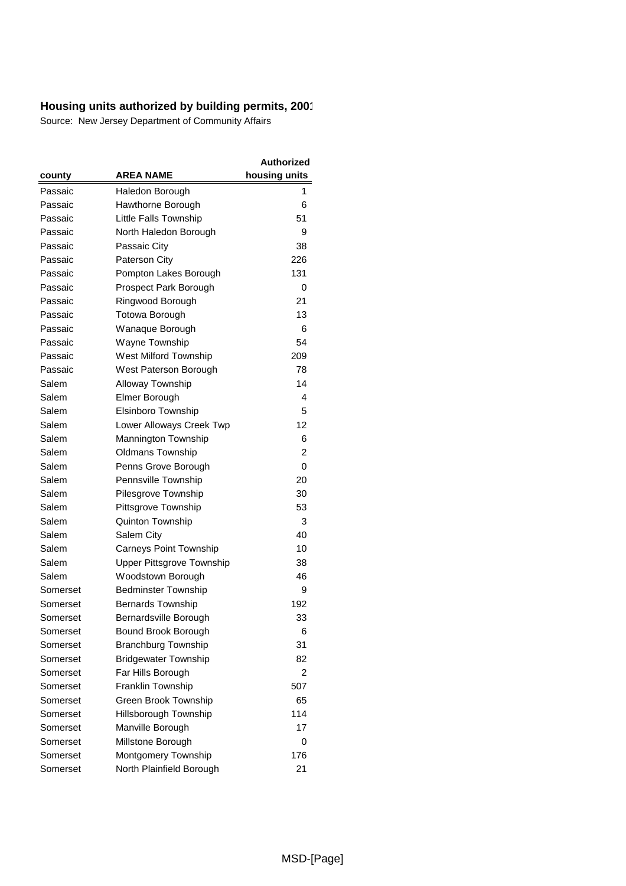**Housing units authorized by building permits, 2001**

Source: New Jersey Department of Community Affairs

| county | AREA NAME | Authorized housing units |
|---|---|---|
| Passaic | Haledon Borough | 1 |
| Passaic | Hawthorne Borough | 6 |
| Passaic | Little Falls Township | 51 |
| Passaic | North Haledon Borough | 9 |
| Passaic | Passaic City | 38 |
| Passaic | Paterson City | 226 |
| Passaic | Pompton Lakes Borough | 131 |
| Passaic | Prospect Park Borough | 0 |
| Passaic | Ringwood Borough | 21 |
| Passaic | Totowa Borough | 13 |
| Passaic | Wanaque Borough | 6 |
| Passaic | Wayne Township | 54 |
| Passaic | West Milford Township | 209 |
| Passaic | West Paterson Borough | 78 |
| Salem | Alloway Township | 14 |
| Salem | Elmer Borough | 4 |
| Salem | Elsinboro Township | 5 |
| Salem | Lower Alloways Creek Twp | 12 |
| Salem | Mannington Township | 6 |
| Salem | Oldmans Township | 2 |
| Salem | Penns Grove Borough | 0 |
| Salem | Pennsville Township | 20 |
| Salem | Pilesgrove Township | 30 |
| Salem | Pittsgrove Township | 53 |
| Salem | Quinton Township | 3 |
| Salem | Salem City | 40 |
| Salem | Carneys Point Township | 10 |
| Salem | Upper Pittsgrove Township | 38 |
| Salem | Woodstown Borough | 46 |
| Somerset | Bedminster Township | 9 |
| Somerset | Bernards Township | 192 |
| Somerset | Bernardsville Borough | 33 |
| Somerset | Bound Brook Borough | 6 |
| Somerset | Branchburg Township | 31 |
| Somerset | Bridgewater Township | 82 |
| Somerset | Far Hills Borough | 2 |
| Somerset | Franklin Township | 507 |
| Somerset | Green Brook Township | 65 |
| Somerset | Hillsborough Township | 114 |
| Somerset | Manville Borough | 17 |
| Somerset | Millstone Borough | 0 |
| Somerset | Montgomery Township | 176 |
| Somerset | North Plainfield Borough | 21 |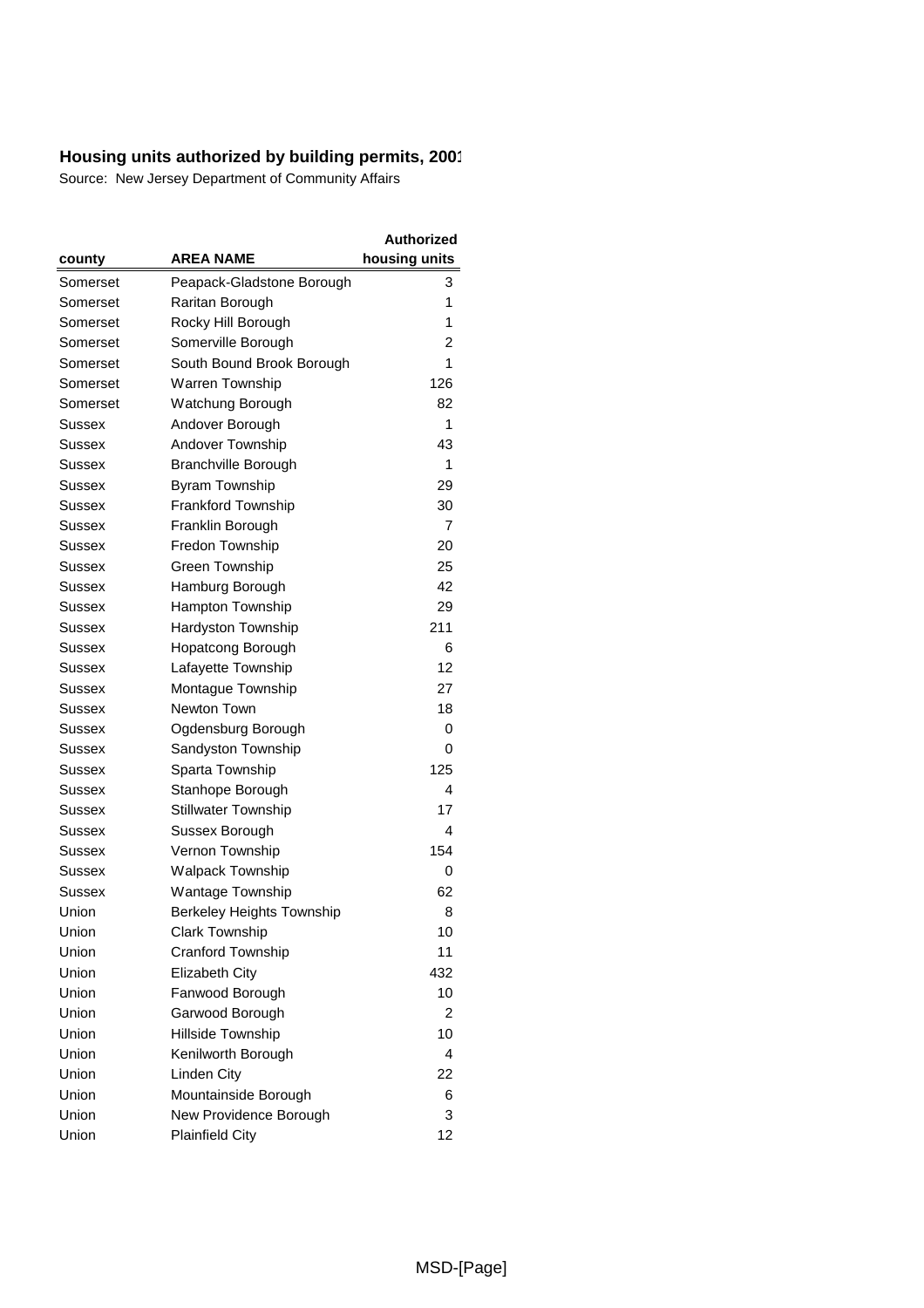**Housing units authorized by building permits, 2001**

Source: New Jersey Department of Community Affairs

| county | AREA NAME | Authorized housing units |
|---|---|---|
| Somerset | Peapack-Gladstone Borough | 3 |
| Somerset | Raritan Borough | 1 |
| Somerset | Rocky Hill Borough | 1 |
| Somerset | Somerville Borough | 2 |
| Somerset | South Bound Brook Borough | 1 |
| Somerset | Warren Township | 126 |
| Somerset | Watchung Borough | 82 |
| Sussex | Andover Borough | 1 |
| Sussex | Andover Township | 43 |
| Sussex | Branchville Borough | 1 |
| Sussex | Byram Township | 29 |
| Sussex | Frankford Township | 30 |
| Sussex | Franklin Borough | 7 |
| Sussex | Fredon Township | 20 |
| Sussex | Green Township | 25 |
| Sussex | Hamburg Borough | 42 |
| Sussex | Hampton Township | 29 |
| Sussex | Hardyston Township | 211 |
| Sussex | Hopatcong Borough | 6 |
| Sussex | Lafayette Township | 12 |
| Sussex | Montague Township | 27 |
| Sussex | Newton Town | 18 |
| Sussex | Ogdensburg Borough | 0 |
| Sussex | Sandyston Township | 0 |
| Sussex | Sparta Township | 125 |
| Sussex | Stanhope Borough | 4 |
| Sussex | Stillwater Township | 17 |
| Sussex | Sussex Borough | 4 |
| Sussex | Vernon Township | 154 |
| Sussex | Walpack Township | 0 |
| Sussex | Wantage Township | 62 |
| Union | Berkeley Heights Township | 8 |
| Union | Clark Township | 10 |
| Union | Cranford Township | 11 |
| Union | Elizabeth City | 432 |
| Union | Fanwood Borough | 10 |
| Union | Garwood Borough | 2 |
| Union | Hillside Township | 10 |
| Union | Kenilworth Borough | 4 |
| Union | Linden City | 22 |
| Union | Mountainside Borough | 6 |
| Union | New Providence Borough | 3 |
| Union | Plainfield City | 12 |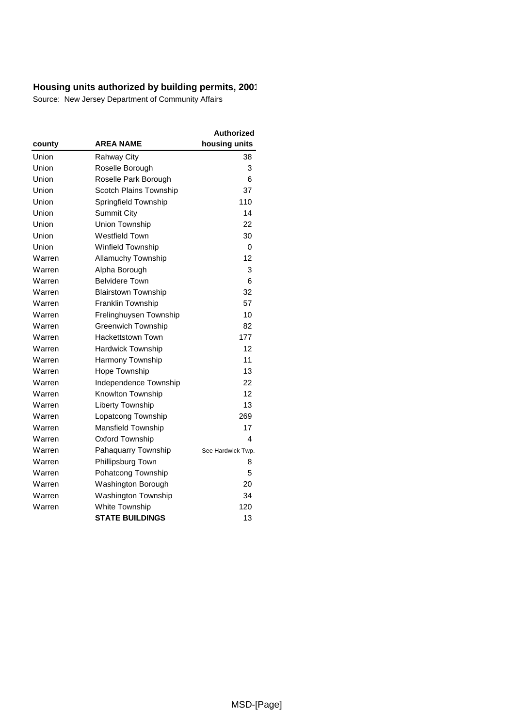**Housing units authorized by building permits, 2001**

Source: New Jersey Department of Community Affairs

| county | AREA NAME | Authorized housing units |
|---|---|---|
| Union | Rahway City | 38 |
| Union | Roselle Borough | 3 |
| Union | Roselle Park Borough | 6 |
| Union | Scotch Plains Township | 37 |
| Union | Springfield Township | 110 |
| Union | Summit City | 14 |
| Union | Union Township | 22 |
| Union | Westfield Town | 30 |
| Union | Winfield Township | 0 |
| Warren | Allamuchy Township | 12 |
| Warren | Alpha Borough | 3 |
| Warren | Belvidere Town | 6 |
| Warren | Blairstown Township | 32 |
| Warren | Franklin Township | 57 |
| Warren | Frelinghuysen Township | 10 |
| Warren | Greenwich Township | 82 |
| Warren | Hackettstown Town | 177 |
| Warren | Hardwick Township | 12 |
| Warren | Harmony Township | 11 |
| Warren | Hope Township | 13 |
| Warren | Independence Township | 22 |
| Warren | Knowlton Township | 12 |
| Warren | Liberty Township | 13 |
| Warren | Lopatcong Township | 269 |
| Warren | Mansfield Township | 17 |
| Warren | Oxford Township | 4 |
| Warren | Pahaquarry Township | See Hardwick Twp. |
| Warren | Phillipsburg Town | 8 |
| Warren | Pohatcong Township | 5 |
| Warren | Washington Borough | 20 |
| Warren | Washington Township | 34 |
| Warren | White Township | 120 |
| | **STATE BUILDINGS** | 13 |